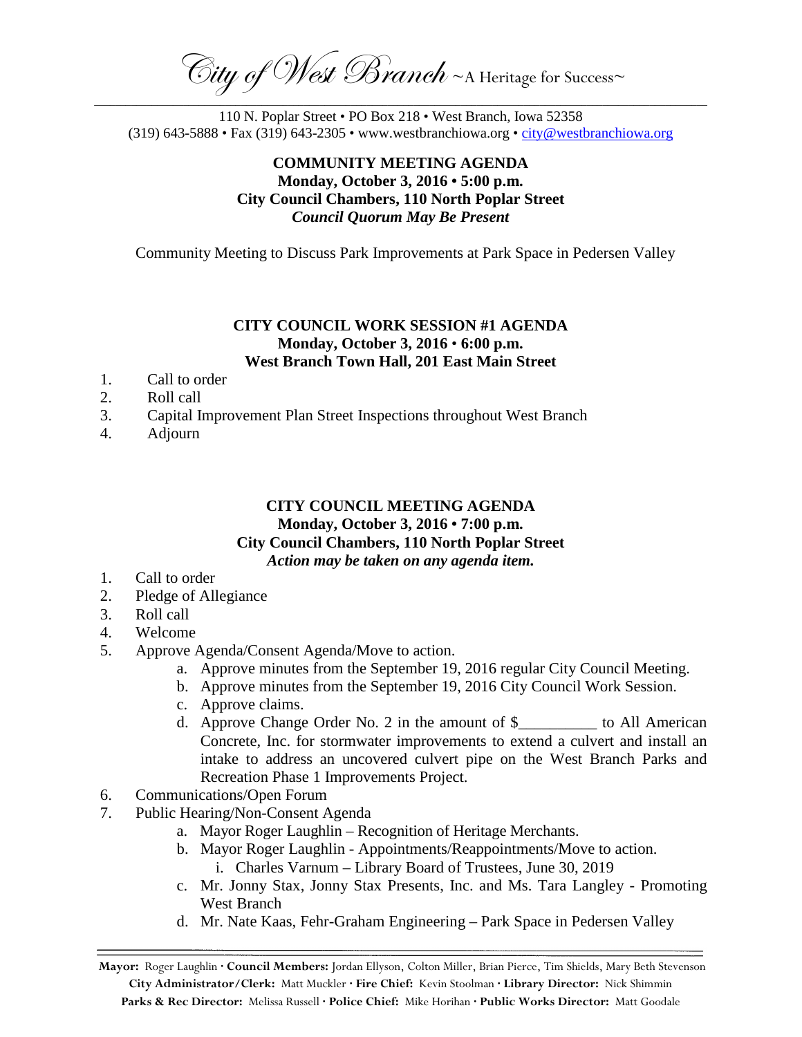*City of West Branch* ~A Heritage for Success~

110 N. Poplar Street • PO Box 218 • West Branch, Iowa 52358
(319) 643-5888 • Fax (319) 643-2305 • www.westbranchiowa.org • city@westbranchiowa.org

**COMMUNITY MEETING AGENDA**
**Monday, October 3, 2016 • 5:00 p.m.**
**City Council Chambers, 110 North Poplar Street**
***Council Quorum May Be Present***

Community Meeting to Discuss Park Improvements at Park Space in Pedersen Valley

**CITY COUNCIL WORK SESSION #1 AGENDA**
**Monday, October 3, 2016 • 6:00 p.m.**
**West Branch Town Hall, 201 East Main Street**

1. Call to order
2. Roll call
3. Capital Improvement Plan Street Inspections throughout West Branch
4. Adjourn

**CITY COUNCIL MEETING AGENDA**
**Monday, October 3, 2016 • 7:00 p.m.**
**City Council Chambers, 110 North Poplar Street**
***Action may be taken on any agenda item.***

1. Call to order
2. Pledge of Allegiance
3. Roll call
4. Welcome
5. Approve Agenda/Consent Agenda/Move to action.
   a. Approve minutes from the September 19, 2016 regular City Council Meeting.
   b. Approve minutes from the September 19, 2016 City Council Work Session.
   c. Approve claims.
   d. Approve Change Order No. 2 in the amount of $__________ to All American Concrete, Inc. for stormwater improvements to extend a culvert and install an intake to address an uncovered culvert pipe on the West Branch Parks and Recreation Phase 1 Improvements Project.
6. Communications/Open Forum
7. Public Hearing/Non-Consent Agenda
   a. Mayor Roger Laughlin – Recognition of Heritage Merchants.
   b. Mayor Roger Laughlin - Appointments/Reappointments/Move to action.
      i. Charles Varnum – Library Board of Trustees, June 30, 2019
   c. Mr. Jonny Stax, Jonny Stax Presents, Inc. and Ms. Tara Langley - Promoting West Branch
   d. Mr. Nate Kaas, Fehr-Graham Engineering – Park Space in Pedersen Valley

**Mayor:** Roger Laughlin · **Council Members:** Jordan Ellyson, Colton Miller, Brian Pierce, Tim Shields, Mary Beth Stevenson
**City Administrator/Clerk:** Matt Muckler · **Fire Chief:** Kevin Stoolman · **Library Director:** Nick Shimmin
**Parks & Rec Director:** Melissa Russell · **Police Chief:** Mike Horihan · **Public Works Director:** Matt Goodale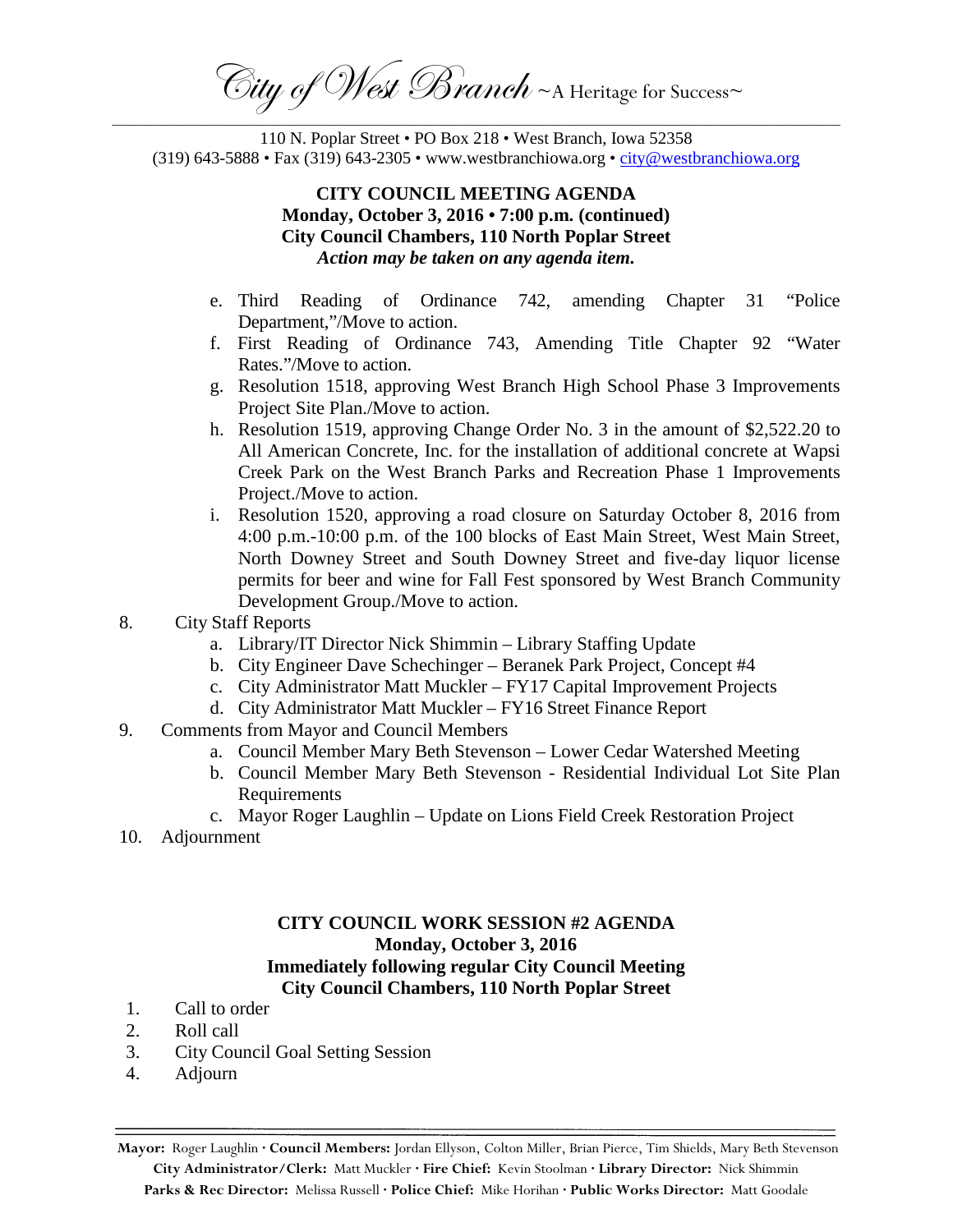City of West Branch ~A Heritage for Success~

110 N. Poplar Street • PO Box 218 • West Branch, Iowa 52358
(319) 643-5888 • Fax (319) 643-2305 • www.westbranchiowa.org • city@westbranchiowa.org

**CITY COUNCIL MEETING AGENDA**
**Monday, October 3, 2016 • 7:00 p.m. (continued)**
**City Council Chambers, 110 North Poplar Street**
***Action may be taken on any agenda item.***

   e. Third Reading of Ordinance 742, amending Chapter 31 "Police Department,"/Move to action.
   f. First Reading of Ordinance 743, Amending Title Chapter 92 "Water Rates."/Move to action.
   g. Resolution 1518, approving West Branch High School Phase 3 Improvements Project Site Plan./Move to action.
   h. Resolution 1519, approving Change Order No. 3 in the amount of $2,522.20 to All American Concrete, Inc. for the installation of additional concrete at Wapsi Creek Park on the West Branch Parks and Recreation Phase 1 Improvements Project./Move to action.
   i. Resolution 1520, approving a road closure on Saturday October 8, 2016 from 4:00 p.m.-10:00 p.m. of the 100 blocks of East Main Street, West Main Street, North Downey Street and South Downey Street and five-day liquor license permits for beer and wine for Fall Fest sponsored by West Branch Community Development Group./Move to action.

8. City Staff Reports
   a. Library/IT Director Nick Shimmin – Library Staffing Update
   b. City Engineer Dave Schechinger – Beranek Park Project, Concept #4
   c. City Administrator Matt Muckler – FY17 Capital Improvement Projects
   d. City Administrator Matt Muckler – FY16 Street Finance Report
9. Comments from Mayor and Council Members
   a. Council Member Mary Beth Stevenson – Lower Cedar Watershed Meeting
   b. Council Member Mary Beth Stevenson - Residential Individual Lot Site Plan Requirements
   c. Mayor Roger Laughlin – Update on Lions Field Creek Restoration Project
10. Adjournment

**CITY COUNCIL WORK SESSION #2 AGENDA**
**Monday, October 3, 2016**
**Immediately following regular City Council Meeting**
**City Council Chambers, 110 North Poplar Street**

1. Call to order
2. Roll call
3. City Council Goal Setting Session
4. Adjourn

**Mayor:** Roger Laughlin · **Council Members:** Jordan Ellyson, Colton Miller, Brian Pierce, Tim Shields, Mary Beth Stevenson
**City Administrator/Clerk:** Matt Muckler · **Fire Chief:** Kevin Stoolman · **Library Director:** Nick Shimmin
**Parks & Rec Director:** Melissa Russell · **Police Chief:** Mike Horihan · **Public Works Director:** Matt Goodale